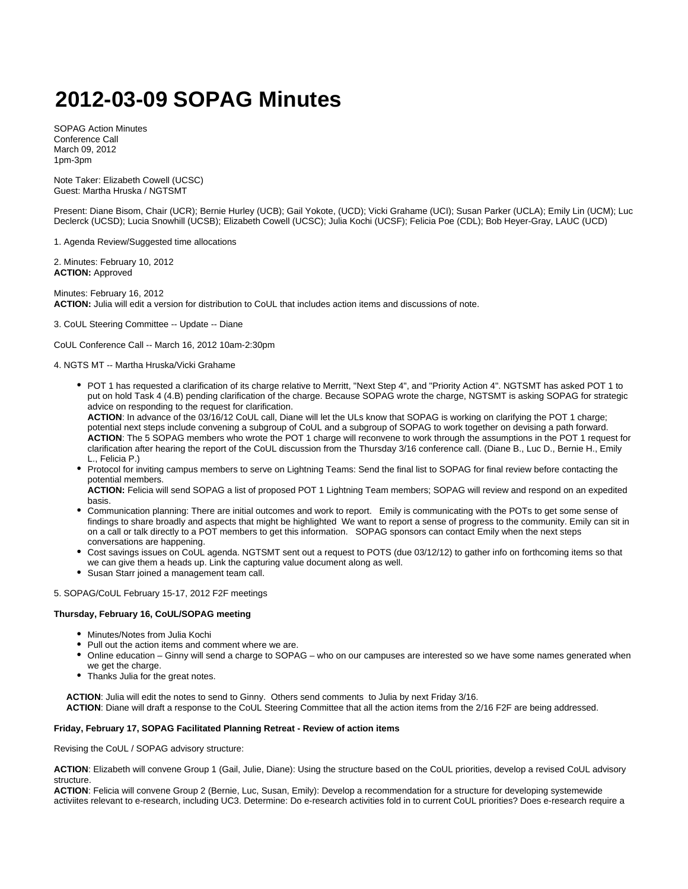# 2012-03-09 SOPAG Minutes

SOPAG Action Minutes
Conference Call
March 09, 2012
1pm-3pm

Note Taker: Elizabeth Cowell (UCSC)
Guest: Martha Hruska / NGTSMT

Present: Diane Bisom, Chair (UCR); Bernie Hurley (UCB); Gail Yokote, (UCD); Vicki Grahame (UCI); Susan Parker (UCLA); Emily Lin (UCM); Luc Declerck (UCSD); Lucia Snowhill (UCSB); Elizabeth Cowell (UCSC); Julia Kochi (UCSF); Felicia Poe (CDL); Bob Heyer-Gray, LAUC (UCD)

1. Agenda Review/Suggested time allocations

2. Minutes: February 10, 2012
**ACTION:** Approved

Minutes: February 16, 2012
**ACTION:** Julia will edit a version for distribution to CoUL that includes action items and discussions of note.

3. CoUL Steering Committee -- Update -- Diane

CoUL Conference Call -- March 16, 2012 10am-2:30pm

4. NGTS MT -- Martha Hruska/Vicki Grahame

- POT 1 has requested a clarification of its charge relative to Merritt, "Next Step 4", and "Priority Action 4". NGTSMT has asked POT 1 to put on hold Task 4 (4.B) pending clarification of the charge. Because SOPAG wrote the charge, NGTSMT is asking SOPAG for strategic advice on responding to the request for clarification.
  **ACTION**: In advance of the 03/16/12 CoUL call, Diane will let the ULs know that SOPAG is working on clarifying the POT 1 charge; potential next steps include convening a subgroup of CoUL and a subgroup of SOPAG to work together on devising a path forward.
  **ACTION**: The 5 SOPAG members who wrote the POT 1 charge will reconvene to work through the assumptions in the POT 1 request for clarification after hearing the report of the CoUL discussion from the Thursday 3/16 conference call. (Diane B., Luc D., Bernie H., Emily L., Felicia P.)
- Protocol for inviting campus members to serve on Lightning Teams: Send the final list to SOPAG for final review before contacting the potential members.
  **ACTION:** Felicia will send SOPAG a list of proposed POT 1 Lightning Team members; SOPAG will review and respond on an expedited basis.
- Communication planning: There are initial outcomes and work to report. Emily is communicating with the POTs to get some sense of findings to share broadly and aspects that might be highlighted We want to report a sense of progress to the community. Emily can sit in on a call or talk directly to a POT members to get this information. SOPAG sponsors can contact Emily when the next steps conversations are happening.
- Cost savings issues on CoUL agenda. NGTSMT sent out a request to POTS (due 03/12/12) to gather info on forthcoming items so that we can give them a heads up. Link the capturing value document along as well.
- Susan Starr joined a management team call.

5. SOPAG/CoUL February 15-17, 2012 F2F meetings

**Thursday, February 16, CoUL/SOPAG meeting**

- Minutes/Notes from Julia Kochi
- Pull out the action items and comment where we are.
- Online education – Ginny will send a charge to SOPAG – who on our campuses are interested so we have some names generated when we get the charge.
- Thanks Julia for the great notes.

**ACTION**: Julia will edit the notes to send to Ginny. Others send comments to Julia by next Friday 3/16.
**ACTION**: Diane will draft a response to the CoUL Steering Committee that all the action items from the 2/16 F2F are being addressed.

**Friday, February 17, SOPAG Facilitated Planning Retreat - Review of action items**

Revising the CoUL / SOPAG advisory structure:

**ACTION**: Elizabeth will convene Group 1 (Gail, Julie, Diane): Using the structure based on the CoUL priorities, develop a revised CoUL advisory structure.
**ACTION**: Felicia will convene Group 2 (Bernie, Luc, Susan, Emily): Develop a recommendation for a structure for developing systemewide activiites relevant to e-research, including UC3. Determine: Do e-research activities fold in to current CoUL priorities? Does e-research require a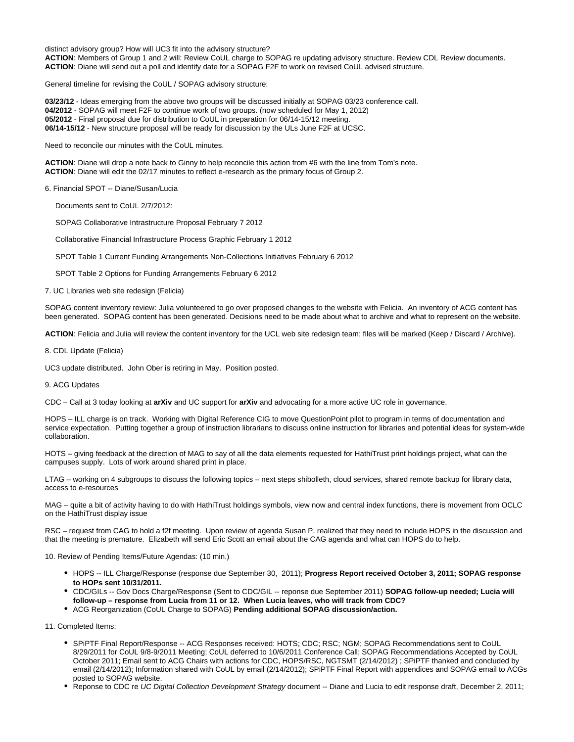distinct advisory group? How will UC3 fit into the advisory structure?
**ACTION**: Members of Group 1 and 2 will: Review CoUL charge to SOPAG re updating advisory structure. Review CDL Review documents.
**ACTION**: Diane will send out a poll and identify date for a SOPAG F2F to work on revised CoUL advised structure.

General timeline for revising the CoUL / SOPAG advisory structure:

**03/23/12** - Ideas emerging from the above two groups will be discussed initially at SOPAG 03/23 conference call.
**04/2012** - SOPAG will meet F2F to continue work of two groups. (now scheduled for May 1, 2012)
**05/2012** - Final proposal due for distribution to CoUL in preparation for 06/14-15/12 meeting.
**06/14-15/12** - New structure proposal will be ready for discussion by the ULs June F2F at UCSC.

Need to reconcile our minutes with the CoUL minutes.

**ACTION**: Diane will drop a note back to Ginny to help reconcile this action from #6 with the line from Tom's note.
**ACTION**: Diane will edit the 02/17 minutes to reflect e-research as the primary focus of Group 2.

6. Financial SPOT -- Diane/Susan/Lucia

Documents sent to CoUL 2/7/2012:

SOPAG Collaborative Intrastructure Proposal February 7 2012

Collaborative Financial Infrastructure Process Graphic February 1 2012

SPOT Table 1 Current Funding Arrangements Non-Collections Initiatives February 6 2012

SPOT Table 2 Options for Funding Arrangements February 6 2012

7. UC Libraries web site redesign (Felicia)

SOPAG content inventory review: Julia volunteered to go over proposed changes to the website with Felicia. An inventory of ACG content has been generated. SOPAG content has been generated. Decisions need to be made about what to archive and what to represent on the website.

**ACTION**: Felicia and Julia will review the content inventory for the UCL web site redesign team; files will be marked (Keep / Discard / Archive).

8. CDL Update (Felicia)

UC3 update distributed. John Ober is retiring in May. Position posted.

9. ACG Updates

CDC – Call at 3 today looking at **arXiv** and UC support for **arXiv** and advocating for a more active UC role in governance.

HOPS – ILL charge is on track. Working with Digital Reference CIG to move QuestionPoint pilot to program in terms of documentation and service expectation. Putting together a group of instruction librarians to discuss online instruction for libraries and potential ideas for system-wide collaboration.

HOTS – giving feedback at the direction of MAG to say of all the data elements requested for HathiTrust print holdings project, what can the campuses supply. Lots of work around shared print in place.

LTAG – working on 4 subgroups to discuss the following topics – next steps shibolleth, cloud services, shared remote backup for library data, access to e-resources

MAG – quite a bit of activity having to do with HathiTrust holdings symbols, view now and central index functions, there is movement from OCLC on the HathiTrust display issue

RSC – request from CAG to hold a f2f meeting. Upon review of agenda Susan P. realized that they need to include HOPS in the discussion and that the meeting is premature. Elizabeth will send Eric Scott an email about the CAG agenda and what can HOPS do to help.

10. Review of Pending Items/Future Agendas: (10 min.)

- HOPS -- ILL Charge/Response (response due September 30, 2011); **Progress Report received October 3, 2011; SOPAG response to HOPs sent 10/31/2011.**
- CDC/GILs -- Gov Docs Charge/Response (Sent to CDC/GIL -- reponse due September 2011) **SOPAG follow-up needed; Lucia will follow-up – response from Lucia from 11 or 12. When Lucia leaves, who will track from CDC?**
- ACG Reorganization (CoUL Charge to SOPAG) **Pending additional SOPAG discussion/action.**

11. Completed Items:

- SPiPTF Final Report/Response -- ACG Responses received: HOTS; CDC; RSC; NGM; SOPAG Recommendations sent to CoUL 8/29/2011 for CoUL 9/8-9/2011 Meeting; CoUL deferred to 10/6/2011 Conference Call; SOPAG Recommendations Accepted by CoUL October 2011; Email sent to ACG Chairs with actions for CDC, HOPS/RSC, NGTSMT (2/14/2012) ; SPiPTF thanked and concluded by email (2/14/2012); Information shared with CoUL by email (2/14/2012); SPiPTF Final Report with appendices and SOPAG email to ACGs posted to SOPAG website.
- Reponse to CDC re *UC Digital Collection Development Strategy* document -- Diane and Lucia to edit response draft, December 2, 2011;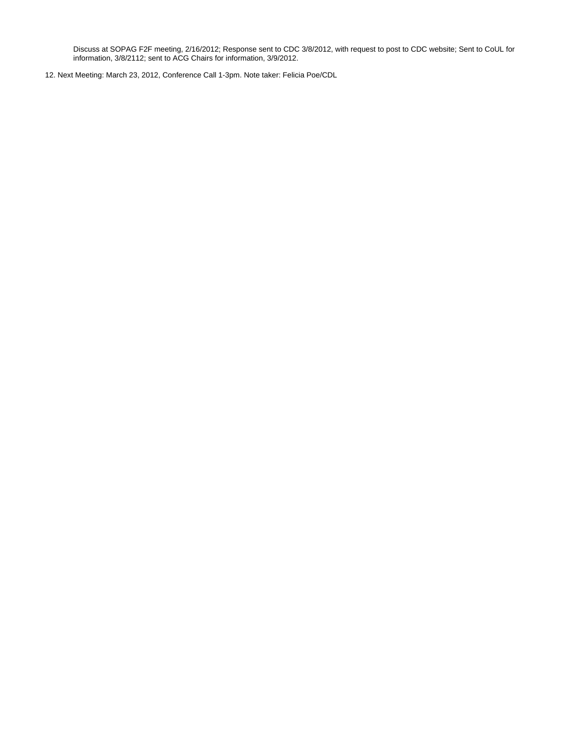Discuss at SOPAG F2F meeting, 2/16/2012; Response sent to CDC 3/8/2012, with request to post to CDC website; Sent to CoUL for information, 3/8/2112; sent to ACG Chairs for information, 3/9/2012.

12. Next Meeting: March 23, 2012, Conference Call 1-3pm. Note taker: Felicia Poe/CDL